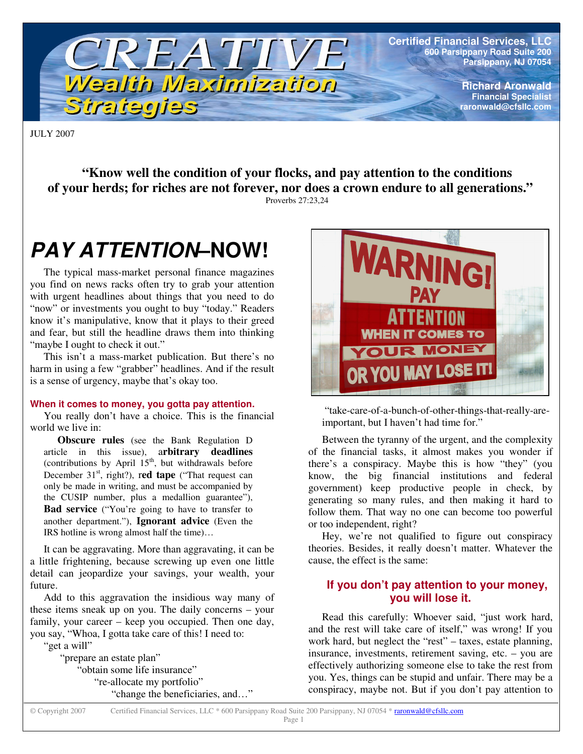# CREATIVE Wealth Maximization Strategies

**Certified Financial Services, LLC**
**600 Parsippany Road Suite 200**
**Parsippany, NJ 07054**

**Richard Aronwald**
**Financial Specialist**
**raronwald@cfsllc.com**

JULY 2007

**"Know well the condition of your flocks, and pay attention to the conditions of your herds; for riches are not forever, nor does a crown endure to all generations."**
Proverbs 27:23,24

# *PAY ATTENTION*–NOW!

The typical mass-market personal finance magazines you find on news racks often try to grab your attention with urgent headlines about things that you need to do "now" or investments you ought to buy "today." Readers know it's manipulative, know that it plays to their greed and fear, but still the headline draws them into thinking "maybe I ought to check it out."

This isn't a mass-market publication. But there's no harm in using a few "grabber" headlines. And if the result is a sense of urgency, maybe that's okay too.

#### When it comes to money, you gotta pay attention.

You really don't have a choice. This is the financial world we live in:

> **Obscure rules** (see the Bank Regulation D article in this issue), **arbitrary deadlines** (contributions by April 15th, but withdrawals before December 31st, right?), **red tape** ("That request can only be made in writing, and must be accompanied by the CUSIP number, plus a medallion guarantee"), **Bad service** ("You're going to have to transfer to another department."), **Ignorant advice** (Even the IRS hotline is wrong almost half the time)…

It can be aggravating. More than aggravating, it can be a little frightening, because screwing up even one little detail can jeopardize your savings, your wealth, your future.

Add to this aggravation the insidious way many of these items sneak up on you. The daily concerns – your family, your career – keep you occupied. Then one day, you say, "Whoa, I gotta take care of this! I need to:

"get a will"
"prepare an estate plan"
"obtain some life insurance"
"re-allocate my portfolio"
"change the beneficiaries, and…"
"take-care-of-a-bunch-of-other-things-that-really-are-important, but I haven't had time for."

Between the tyranny of the urgent, and the complexity of the financial tasks, it almost makes you wonder if there's a conspiracy. Maybe this is how "they" (you know, the big financial institutions and federal government) keep productive people in check, by generating so many rules, and then making it hard to follow them. That way no one can become too powerful or too independent, right?

Hey, we're not qualified to figure out conspiracy theories. Besides, it really doesn't matter. Whatever the cause, the effect is the same:

#### If you don't pay attention to your money, you will lose it.

Read this carefully: Whoever said, "just work hard, and the rest will take care of itself," was wrong! If you work hard, but neglect the "rest" – taxes, estate planning, insurance, investments, retirement saving, etc. – you are effectively authorizing someone else to take the rest from you. Yes, things can be stupid and unfair. There may be a conspiracy, maybe not. But if you don't pay attention to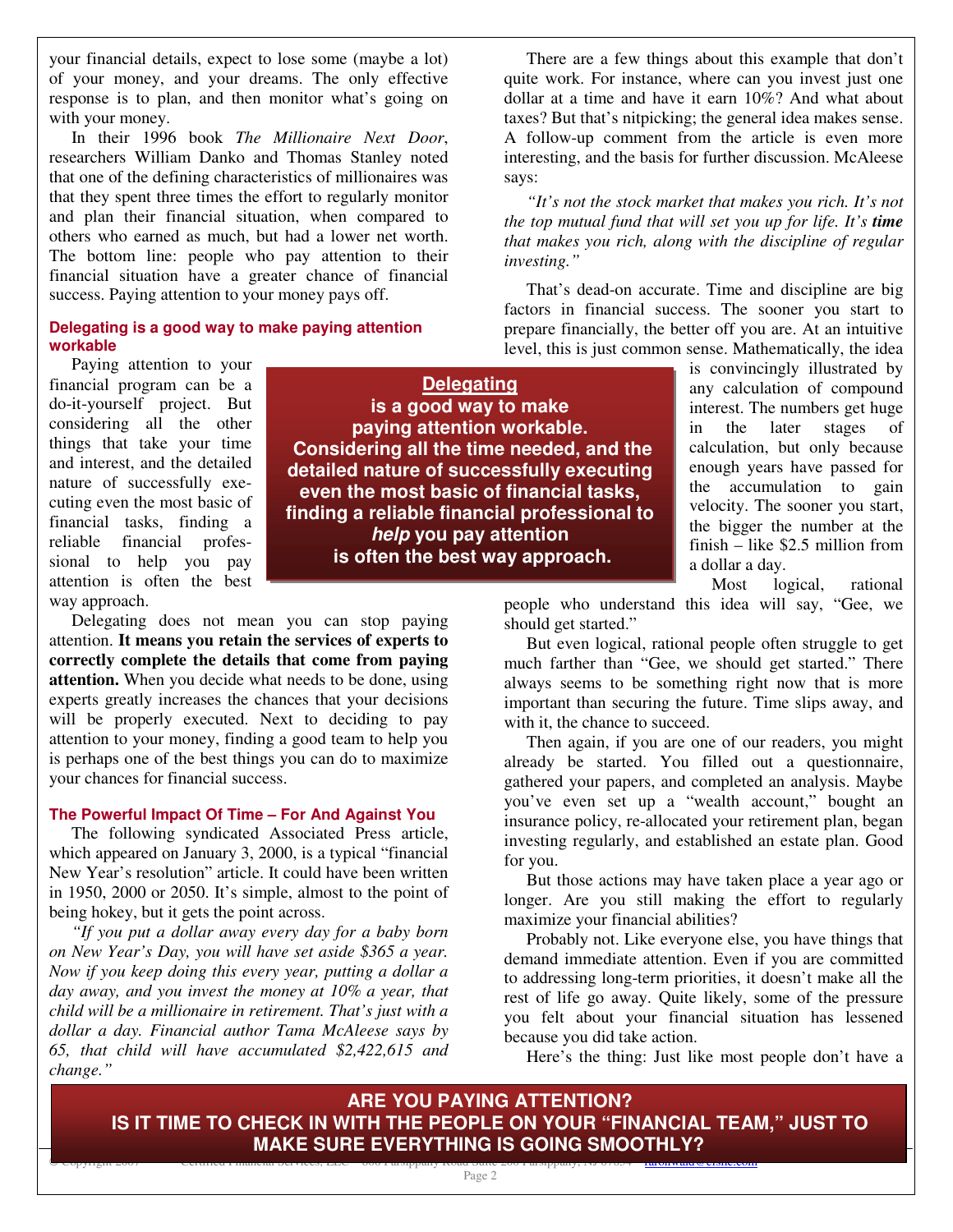your financial details, expect to lose some (maybe a lot) of your money, and your dreams. The only effective response is to plan, and then monitor what's going on with your money.

In their 1996 book *The Millionaire Next Door*, researchers William Danko and Thomas Stanley noted that one of the defining characteristics of millionaires was that they spent three times the effort to regularly monitor and plan their financial situation, when compared to others who earned as much, but had a lower net worth. The bottom line: people who pay attention to their financial situation have a greater chance of financial success. Paying attention to your money pays off.

### Delegating is a good way to make paying attention workable

Paying attention to your financial program can be a do-it-yourself project. But considering all the other things that take your time and interest, and the detailed nature of successfully executing even the most basic of financial tasks, finding a reliable financial professional to help you pay attention is often the best way approach.

> **Delegating is a good way to make paying attention workable. Considering all the time needed, and the detailed nature of successfully executing even the most basic of financial tasks, finding a reliable financial professional to *help* you pay attention is often the best way approach.**

Delegating does not mean you can stop paying attention. **It means you retain the services of experts to correctly complete the details that come from paying attention.** When you decide what needs to be done, using experts greatly increases the chances that your decisions will be properly executed. Next to deciding to pay attention to your money, finding a good team to help you is perhaps one of the best things you can do to maximize your chances for financial success.

### The Powerful Impact Of Time – For And Against You

The following syndicated Associated Press article, which appeared on January 3, 2000, is a typical "financial New Year's resolution" article. It could have been written in 1950, 2000 or 2050. It's simple, almost to the point of being hokey, but it gets the point across.

*"If you put a dollar away every day for a baby born on New Year's Day, you will have set aside $365 a year. Now if you keep doing this every year, putting a dollar a day away, and you invest the money at 10% a year, that child will be a millionaire in retirement. That's just with a dollar a day. Financial author Tama McAleese says by 65, that child will have accumulated $2,422,615 and change."*

There are a few things about this example that don't quite work. For instance, where can you invest just one dollar at a time and have it earn 10%? And what about taxes? But that's nitpicking; the general idea makes sense. A follow-up comment from the article is even more interesting, and the basis for further discussion. McAleese says:

*"It's not the stock market that makes you rich. It's not the top mutual fund that will set you up for life. It's **time** that makes you rich, along with the discipline of regular investing."*

That's dead-on accurate. Time and discipline are big factors in financial success. The sooner you start to prepare financially, the better off you are. At an intuitive level, this is just common sense. Mathematically, the idea is convincingly illustrated by any calculation of compound interest. The numbers get huge in the later stages of calculation, but only because enough years have passed for the accumulation to gain velocity. The sooner you start, the bigger the number at the finish – like $2.5 million from a dollar a day.

Most logical, rational people who understand this idea will say, "Gee, we should get started."

But even logical, rational people often struggle to get much farther than "Gee, we should get started." There always seems to be something right now that is more important than securing the future. Time slips away, and with it, the chance to succeed.

Then again, if you are one of our readers, you might already be started. You filled out a questionnaire, gathered your papers, and completed an analysis. Maybe you've even set up a "wealth account," bought an insurance policy, re-allocated your retirement plan, began investing regularly, and established an estate plan. Good for you.

But those actions may have taken place a year ago or longer. Are you still making the effort to regularly maximize your financial abilities?

Probably not. Like everyone else, you have things that demand immediate attention. Even if you are committed to addressing long-term priorities, it doesn't make all the rest of life go away. Quite likely, some of the pressure you felt about your financial situation has lessened because you did take action.

Here's the thing: Just like most people don't have a

**ARE YOU PAYING ATTENTION?**
**IS IT TIME TO CHECK IN WITH THE PEOPLE ON YOUR "FINANCIAL TEAM," JUST TO MAKE SURE EVERYTHING IS GOING SMOOTHLY?**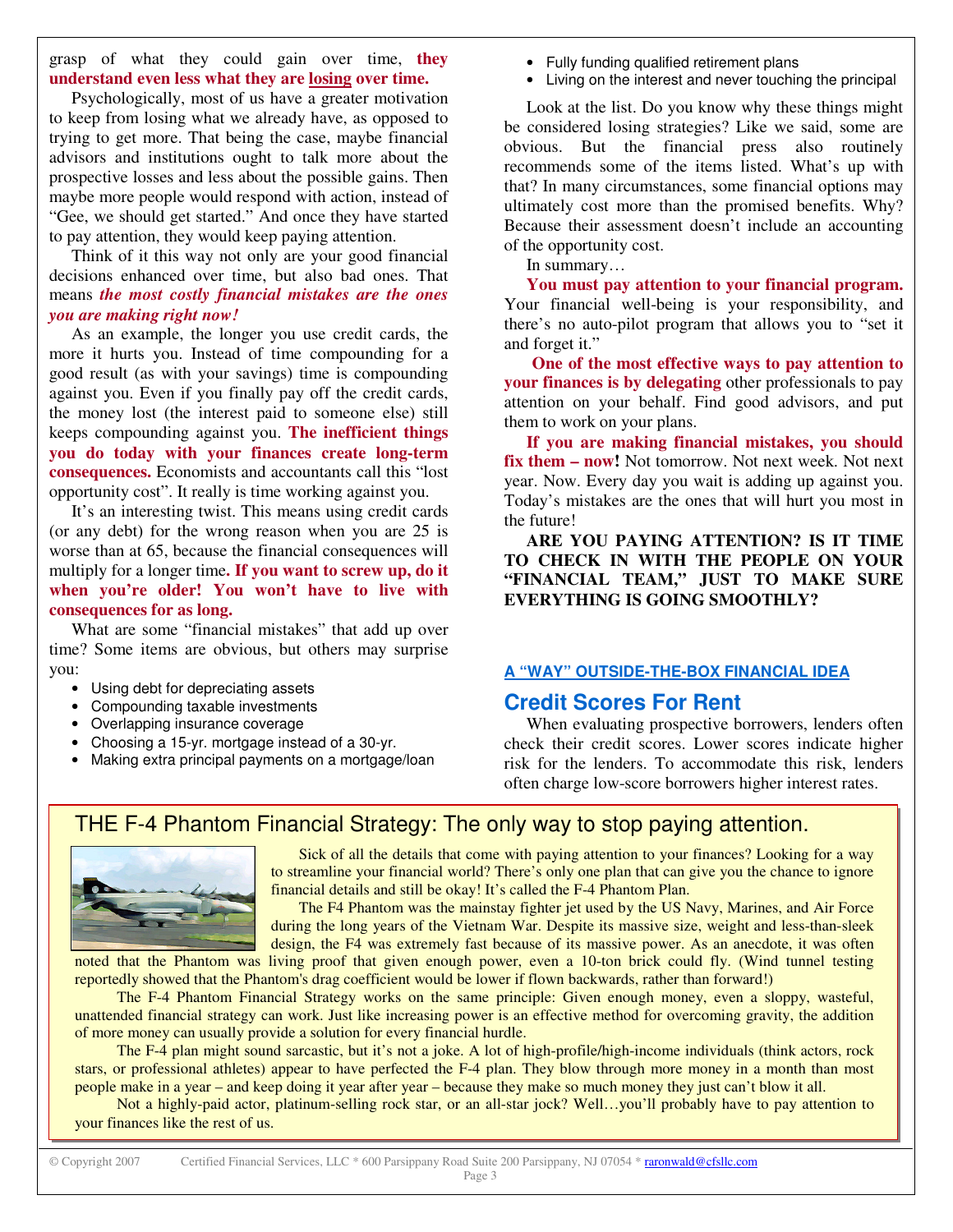grasp of what they could gain over time, **they understand even less what they are losing over time.**

Psychologically, most of us have a greater motivation to keep from losing what we already have, as opposed to trying to get more. That being the case, maybe financial advisors and institutions ought to talk more about the prospective losses and less about the possible gains. Then maybe more people would respond with action, instead of "Gee, we should get started." And once they have started to pay attention, they would keep paying attention.

Think of it this way not only are your good financial decisions enhanced over time, but also bad ones. That means ***the most costly financial mistakes are the ones you are making right now!***

As an example, the longer you use credit cards, the more it hurts you. Instead of time compounding for a good result (as with your savings) time is compounding against you. Even if you finally pay off the credit cards, the money lost (the interest paid to someone else) still keeps compounding against you. **The inefficient things you do today with your finances create long-term consequences.** Economists and accountants call this "lost opportunity cost". It really is time working against you.

It's an interesting twist. This means using credit cards (or any debt) for the wrong reason when you are 25 is worse than at 65, because the financial consequences will multiply for a longer time**. If you want to screw up, do it when you're older! You won't have to live with consequences for as long.**

What are some "financial mistakes" that add up over time? Some items are obvious, but others may surprise you:

- Using debt for depreciating assets
- Compounding taxable investments
- Overlapping insurance coverage
- Choosing a 15-yr. mortgage instead of a 30-yr.
- Making extra principal payments on a mortgage/loan
- Fully funding qualified retirement plans
- Living on the interest and never touching the principal

Look at the list. Do you know why these things might be considered losing strategies? Like we said, some are obvious. But the financial press also routinely recommends some of the items listed. What's up with that? In many circumstances, some financial options may ultimately cost more than the promised benefits. Why? Because their assessment doesn't include an accounting of the opportunity cost.

In summary…

**You must pay attention to your financial program.** Your financial well-being is your responsibility, and there's no auto-pilot program that allows you to "set it and forget it."

**One of the most effective ways to pay attention to your finances is by delegating** other professionals to pay attention on your behalf. Find good advisors, and put them to work on your plans.

**If you are making financial mistakes, you should fix them – now!** Not tomorrow. Not next week. Not next year. Now. Every day you wait is adding up against you. Today's mistakes are the ones that will hurt you most in the future!

**ARE YOU PAYING ATTENTION? IS IT TIME TO CHECK IN WITH THE PEOPLE ON YOUR "FINANCIAL TEAM," JUST TO MAKE SURE EVERYTHING IS GOING SMOOTHLY?**

**A "WAY" OUTSIDE-THE-BOX FINANCIAL IDEA**

## Credit Scores For Rent

When evaluating prospective borrowers, lenders often check their credit scores. Lower scores indicate higher risk for the lenders. To accommodate this risk, lenders often charge low-score borrowers higher interest rates.

## THE F-4 Phantom Financial Strategy: The only way to stop paying attention.

Sick of all the details that come with paying attention to your finances? Looking for a way to streamline your financial world? There's only one plan that can give you the chance to ignore financial details and still be okay! It's called the F-4 Phantom Plan.

The F4 Phantom was the mainstay fighter jet used by the US Navy, Marines, and Air Force during the long years of the Vietnam War. Despite its massive size, weight and less-than-sleek design, the F4 was extremely fast because of its massive power. As an anecdote, it was often noted that the Phantom was living proof that given enough power, even a 10-ton brick could fly. (Wind tunnel testing reportedly showed that the Phantom's drag coefficient would be lower if flown backwards, rather than forward!)

The F-4 Phantom Financial Strategy works on the same principle: Given enough money, even a sloppy, wasteful, unattended financial strategy can work. Just like increasing power is an effective method for overcoming gravity, the addition of more money can usually provide a solution for every financial hurdle.

The F-4 plan might sound sarcastic, but it's not a joke. A lot of high-profile/high-income individuals (think actors, rock stars, or professional athletes) appear to have perfected the F-4 plan. They blow through more money in a month than most people make in a year – and keep doing it year after year – because they make so much money they just can't blow it all.

Not a highly-paid actor, platinum-selling rock star, or an all-star jock? Well…you'll probably have to pay attention to your finances like the rest of us.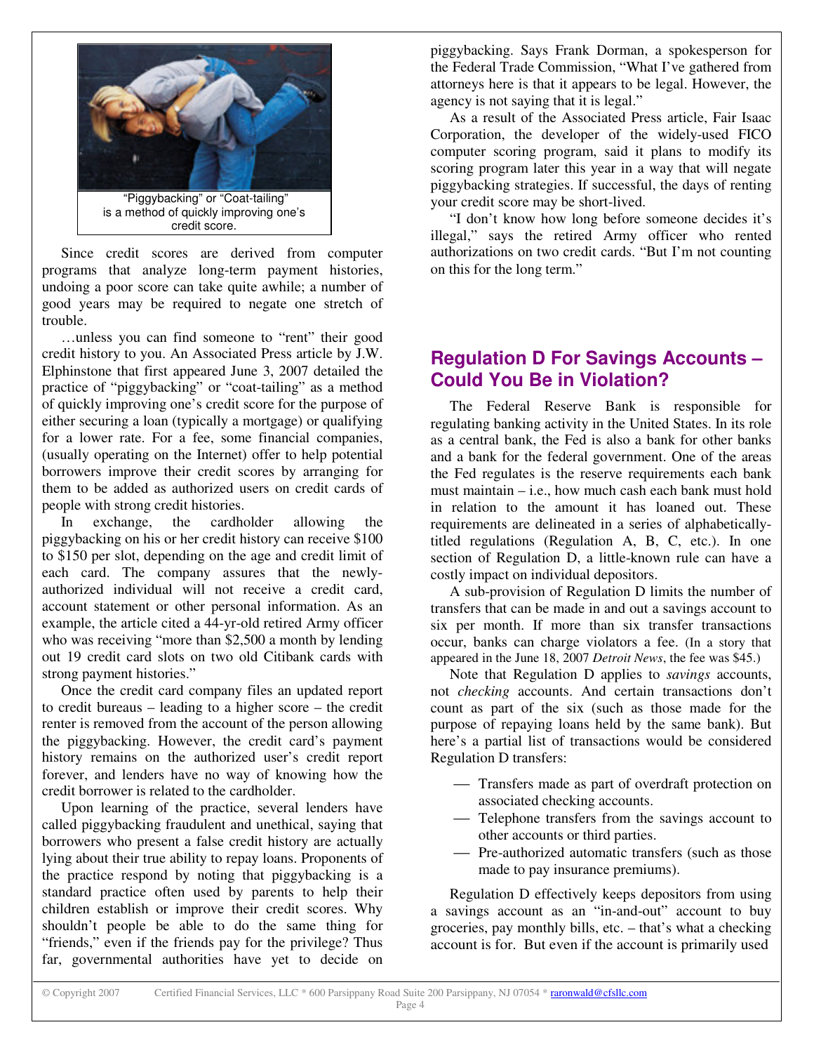"Piggybacking" or "Coat-tailing" is a method of quickly improving one's credit score.

Since credit scores are derived from computer programs that analyze long-term payment histories, undoing a poor score can take quite awhile; a number of good years may be required to negate one stretch of trouble.

…unless you can find someone to "rent" their good credit history to you. An Associated Press article by J.W. Elphinstone that first appeared June 3, 2007 detailed the practice of "piggybacking" or "coat-tailing" as a method of quickly improving one's credit score for the purpose of either securing a loan (typically a mortgage) or qualifying for a lower rate. For a fee, some financial companies, (usually operating on the Internet) offer to help potential borrowers improve their credit scores by arranging for them to be added as authorized users on credit cards of people with strong credit histories.

In exchange, the cardholder allowing the piggybacking on his or her credit history can receive $100 to $150 per slot, depending on the age and credit limit of each card. The company assures that the newly-authorized individual will not receive a credit card, account statement or other personal information. As an example, the article cited a 44-yr-old retired Army officer who was receiving "more than $2,500 a month by lending out 19 credit card slots on two old Citibank cards with strong payment histories."

Once the credit card company files an updated report to credit bureaus – leading to a higher score – the credit renter is removed from the account of the person allowing the piggybacking. However, the credit card's payment history remains on the authorized user's credit report forever, and lenders have no way of knowing how the credit borrower is related to the cardholder.

Upon learning of the practice, several lenders have called piggybacking fraudulent and unethical, saying that borrowers who present a false credit history are actually lying about their true ability to repay loans. Proponents of the practice respond by noting that piggybacking is a standard practice often used by parents to help their children establish or improve their credit scores. Why shouldn't people be able to do the same thing for "friends," even if the friends pay for the privilege? Thus far, governmental authorities have yet to decide on piggybacking. Says Frank Dorman, a spokesperson for the Federal Trade Commission, "What I've gathered from attorneys here is that it appears to be legal. However, the agency is not saying that it is legal."

As a result of the Associated Press article, Fair Isaac Corporation, the developer of the widely-used FICO computer scoring program, said it plans to modify its scoring program later this year in a way that will negate piggybacking strategies. If successful, the days of renting your credit score may be short-lived.

"I don't know how long before someone decides it's illegal," says the retired Army officer who rented authorizations on two credit cards. "But I'm not counting on this for the long term."

## Regulation D For Savings Accounts – Could You Be in Violation?

The Federal Reserve Bank is responsible for regulating banking activity in the United States. In its role as a central bank, the Fed is also a bank for other banks and a bank for the federal government. One of the areas the Fed regulates is the reserve requirements each bank must maintain – i.e., how much cash each bank must hold in relation to the amount it has loaned out. These requirements are delineated in a series of alphabetically-titled regulations (Regulation A, B, C, etc.). In one section of Regulation D, a little-known rule can have a costly impact on individual depositors.

A sub-provision of Regulation D limits the number of transfers that can be made in and out a savings account to six per month. If more than six transfer transactions occur, banks can charge violators a fee. (In a story that appeared in the June 18, 2007 *Detroit News*, the fee was $45.)

Note that Regulation D applies to *savings* accounts, not *checking* accounts. And certain transactions don't count as part of the six (such as those made for the purpose of repaying loans held by the same bank). But here's a partial list of transactions would be considered Regulation D transfers:

- Transfers made as part of overdraft protection on associated checking accounts.
- Telephone transfers from the savings account to other accounts or third parties.
- Pre-authorized automatic transfers (such as those made to pay insurance premiums).

Regulation D effectively keeps depositors from using a savings account as an "in-and-out" account to buy groceries, pay monthly bills, etc. – that's what a checking account is for. But even if the account is primarily used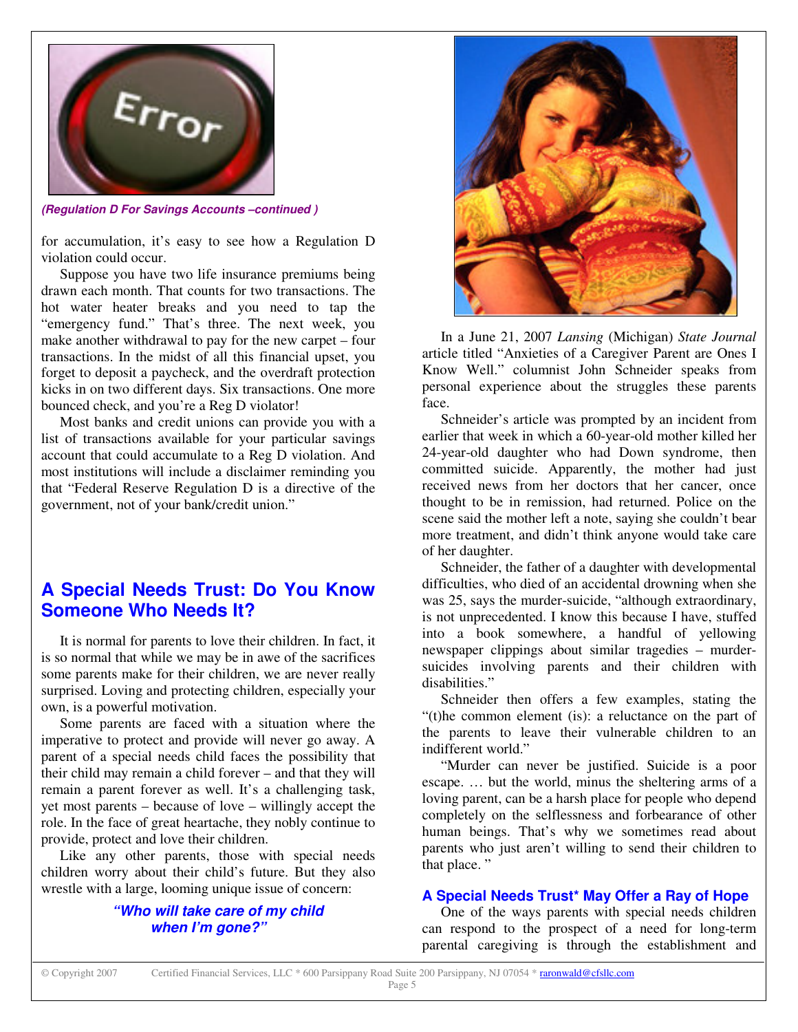*(Regulation D For Savings Accounts –continued )*

for accumulation, it's easy to see how a Regulation D violation could occur.

Suppose you have two life insurance premiums being drawn each month. That counts for two transactions. The hot water heater breaks and you need to tap the "emergency fund." That's three. The next week, you make another withdrawal to pay for the new carpet – four transactions. In the midst of all this financial upset, you forget to deposit a paycheck, and the overdraft protection kicks in on two different days. Six transactions. One more bounced check, and you're a Reg D violator!

Most banks and credit unions can provide you with a list of transactions available for your particular savings account that could accumulate to a Reg D violation. And most institutions will include a disclaimer reminding you that "Federal Reserve Regulation D is a directive of the government, not of your bank/credit union."

## A Special Needs Trust: Do You Know Someone Who Needs It?

It is normal for parents to love their children. In fact, it is so normal that while we may be in awe of the sacrifices some parents make for their children, we are never really surprised. Loving and protecting children, especially your own, is a powerful motivation.

Some parents are faced with a situation where the imperative to protect and provide will never go away. A parent of a special needs child faces the possibility that their child may remain a child forever – and that they will remain a parent forever as well. It's a challenging task, yet most parents – because of love – willingly accept the role. In the face of great heartache, they nobly continue to provide, protect and love their children.

Like any other parents, those with special needs children worry about their child's future. But they also wrestle with a large, looming unique issue of concern:

***"Who will take care of my child when I'm gone?"***

In a June 21, 2007 *Lansing* (Michigan) *State Journal* article titled "Anxieties of a Caregiver Parent are Ones I Know Well." columnist John Schneider speaks from personal experience about the struggles these parents face.

Schneider's article was prompted by an incident from earlier that week in which a 60-year-old mother killed her 24-year-old daughter who had Down syndrome, then committed suicide. Apparently, the mother had just received news from her doctors that her cancer, once thought to be in remission, had returned. Police on the scene said the mother left a note, saying she couldn't bear more treatment, and didn't think anyone would take care of her daughter.

Schneider, the father of a daughter with developmental difficulties, who died of an accidental drowning when she was 25, says the murder-suicide, "although extraordinary, is not unprecedented. I know this because I have, stuffed into a book somewhere, a handful of yellowing newspaper clippings about similar tragedies – murder-suicides involving parents and their children with disabilities."

Schneider then offers a few examples, stating the "(t)he common element (is): a reluctance on the part of the parents to leave their vulnerable children to an indifferent world."

"Murder can never be justified. Suicide is a poor escape. … but the world, minus the sheltering arms of a loving parent, can be a harsh place for people who depend completely on the selflessness and forbearance of other human beings. That's why we sometimes read about parents who just aren't willing to send their children to that place. "

### A Special Needs Trust* May Offer a Ray of Hope

One of the ways parents with special needs children can respond to the prospect of a need for long-term parental caregiving is through the establishment and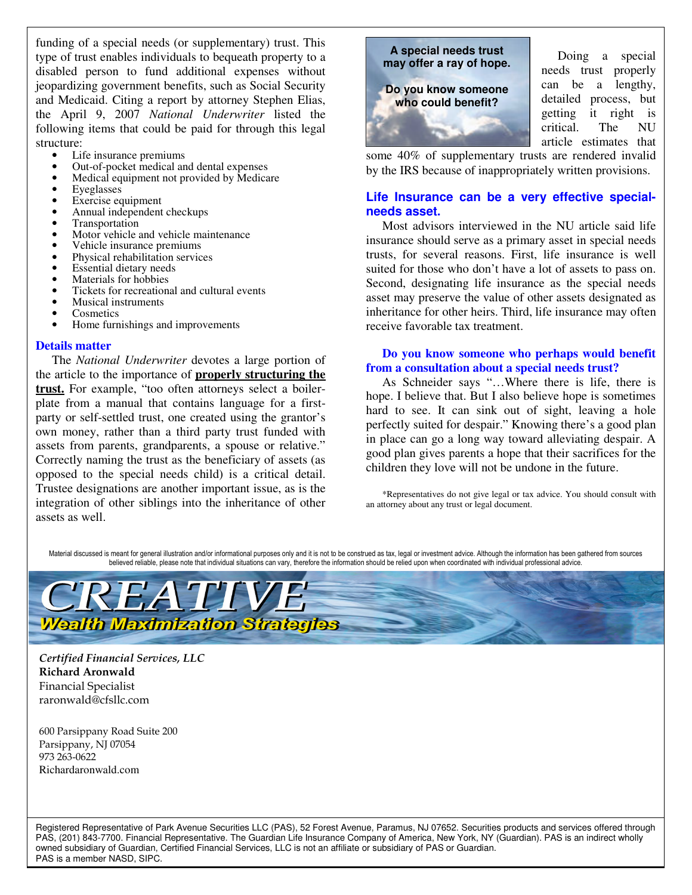funding of a special needs (or supplementary) trust. This type of trust enables individuals to bequeath property to a disabled person to fund additional expenses without jeopardizing government benefits, such as Social Security and Medicaid. Citing a report by attorney Stephen Elias, the April 9, 2007 *National Underwriter* listed the following items that could be paid for through this legal structure:

- Life insurance premiums
- Out-of-pocket medical and dental expenses
- Medical equipment not provided by Medicare
- Eyeglasses
- Exercise equipment
- Annual independent checkups
- Transportation
- Motor vehicle and vehicle maintenance
- Vehicle insurance premiums
- Physical rehabilitation services
- Essential dietary needs
- Materials for hobbies
- Tickets for recreational and cultural events
- Musical instruments
- Cosmetics
- Home furnishings and improvements

### Details matter

The *National Underwriter* devotes a large portion of the article to the importance of **properly structuring the trust.** For example, "too often attorneys select a boiler-plate from a manual that contains language for a first-party or self-settled trust, one created using the grantor's own money, rather than a third party trust funded with assets from parents, grandparents, a spouse or relative." Correctly naming the trust as the beneficiary of assets (as opposed to the special needs child) is a critical detail. Trustee designations are another important issue, as is the integration of other siblings into the inheritance of other assets as well.

**A special needs trust may offer a ray of hope.**

**Do you know someone who could benefit?**

Doing a special needs trust properly can be a lengthy, detailed process, but getting it right is critical. The NU article estimates that some 40% of supplementary trusts are rendered invalid by the IRS because of inappropriately written provisions.

### Life Insurance can be a very effective special-needs asset.

Most advisors interviewed in the NU article said life insurance should serve as a primary asset in special needs trusts, for several reasons. First, life insurance is well suited for those who don't have a lot of assets to pass on. Second, designating life insurance as the special needs asset may preserve the value of other assets designated as inheritance for other heirs. Third, life insurance may often receive favorable tax treatment.

### Do you know someone who perhaps would benefit from a consultation about a special needs trust?

As Schneider says "…Where there is life, there is hope. I believe that. But I also believe hope is sometimes hard to see. It can sink out of sight, leaving a hole perfectly suited for despair." Knowing there's a good plan in place can go a long way toward alleviating despair. A good plan gives parents a hope that their sacrifices for the children they love will not be undone in the future.

*Representatives do not give legal or tax advice. You should consult with an attorney about any trust or legal document.

Material discussed is meant for general illustration and/or informational purposes only and it is not to be construed as tax, legal or investment advice. Although the information has been gathered from sources believed reliable, please note that individual situations can vary, therefore the information should be relied upon when coordinated with individual professional advice.

# CREATIVE
## Wealth Maximization Strategies

*Certified Financial Services, LLC*
**Richard Aronwald**
Financial Specialist
raronwald@cfsllc.com

600 Parsippany Road Suite 200
Parsippany, NJ 07054
973 263-0622
Richardaronwald.com

Registered Representative of Park Avenue Securities LLC (PAS), 52 Forest Avenue, Paramus, NJ 07652. Securities products and services offered through PAS, (201) 843-7700. Financial Representative. The Guardian Life Insurance Company of America, New York, NY (Guardian). PAS is an indirect wholly owned subsidiary of Guardian, Certified Financial Services, LLC is not an affiliate or subsidiary of PAS or Guardian. PAS is a member NASD, SIPC.